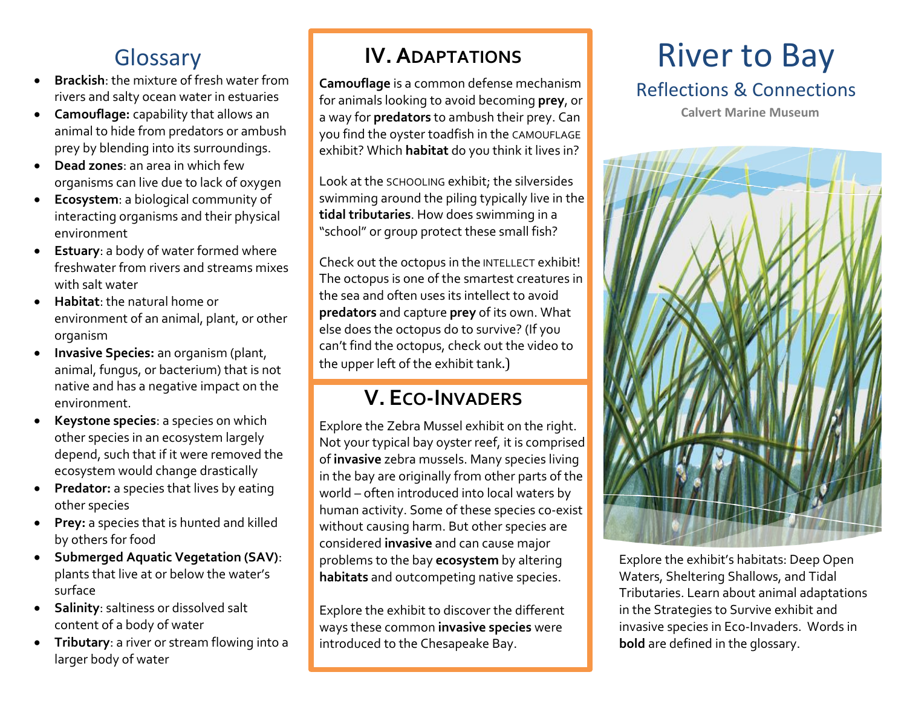## Glossary

- **Brackish**: the mixture of fresh water from rivers and salty ocean water in estuaries
- **Camouflage:** capability that allows an animal to hide from predators or ambush prey by blending into its surroundings.
- **Dead zones**: an area in which few organisms can live due to lack of oxygen
- **Ecosystem**: a biological community of interacting organisms and their physical environment
- **Estuary**: a body of water formed where freshwater from rivers and streams mixes with salt water
- **Habitat**: the natural home or environment of an animal, plant, or other organism
- **Invasive Species:** an organism (plant, animal, fungus, or bacterium) that is not native and has a negative impact on the environment.
- **Keystone species**: a species on which other species in an ecosystem largely depend, such that if it were removed the ecosystem would change drastically
- **Predator:** a species that lives by eating other species
- **Prey:** a species that is hunted and killed by others for food
- **Submerged Aquatic Vegetation (SAV)**: plants that live at or below the water's surface
- **Salinity**: saltiness or dissolved salt content of a body of water
- **Tributary**: a river or stream flowing into a larger body of water

## IV. Adaptations

**Camouflage** is a common defense mechanism for animals looking to avoid becoming **prey**, or a way for **predators** to ambush their prey. Can you find the oyster toadfish in the CAMOUFLAGE exhibit? Which **habitat** do you think it lives in?

Look at the SCHOOLING exhibit; the silversides swimming around the piling typically live in the **tidal tributaries**. How does swimming in a "school" or group protect these small fish?

Check out the octopus in the INTELLECT exhibit! The octopus is one of the smartest creatures in the sea and often uses its intellect to avoid **predators** and capture **prey** of its own. What else does the octopus do to survive? (If you can't find the octopus, check out the video to the upper left of the exhibit tank.)

## V. Eco-Invaders

Explore the Zebra Mussel exhibit on the right. Not your typical bay oyster reef, it is comprised of **invasive** zebra mussels. Many species living in the bay are originally from other parts of the world – often introduced into local waters by human activity. Some of these species co-exist without causing harm. But other species are considered **invasive** and can cause major problems to the bay **ecosystem** by altering **habitats** and outcompeting native species.

Explore the exhibit to discover the different ways these common **invasive species** were introduced to the Chesapeake Bay.

# River to Bay

## Reflections & Connections

**Calvert Marine Museum**

Explore the exhibit's habitats: Deep Open Waters, Sheltering Shallows, and Tidal Tributaries. Learn about animal adaptations in the Strategies to Survive exhibit and invasive species in Eco-Invaders. Words in **bold** are defined in the glossary.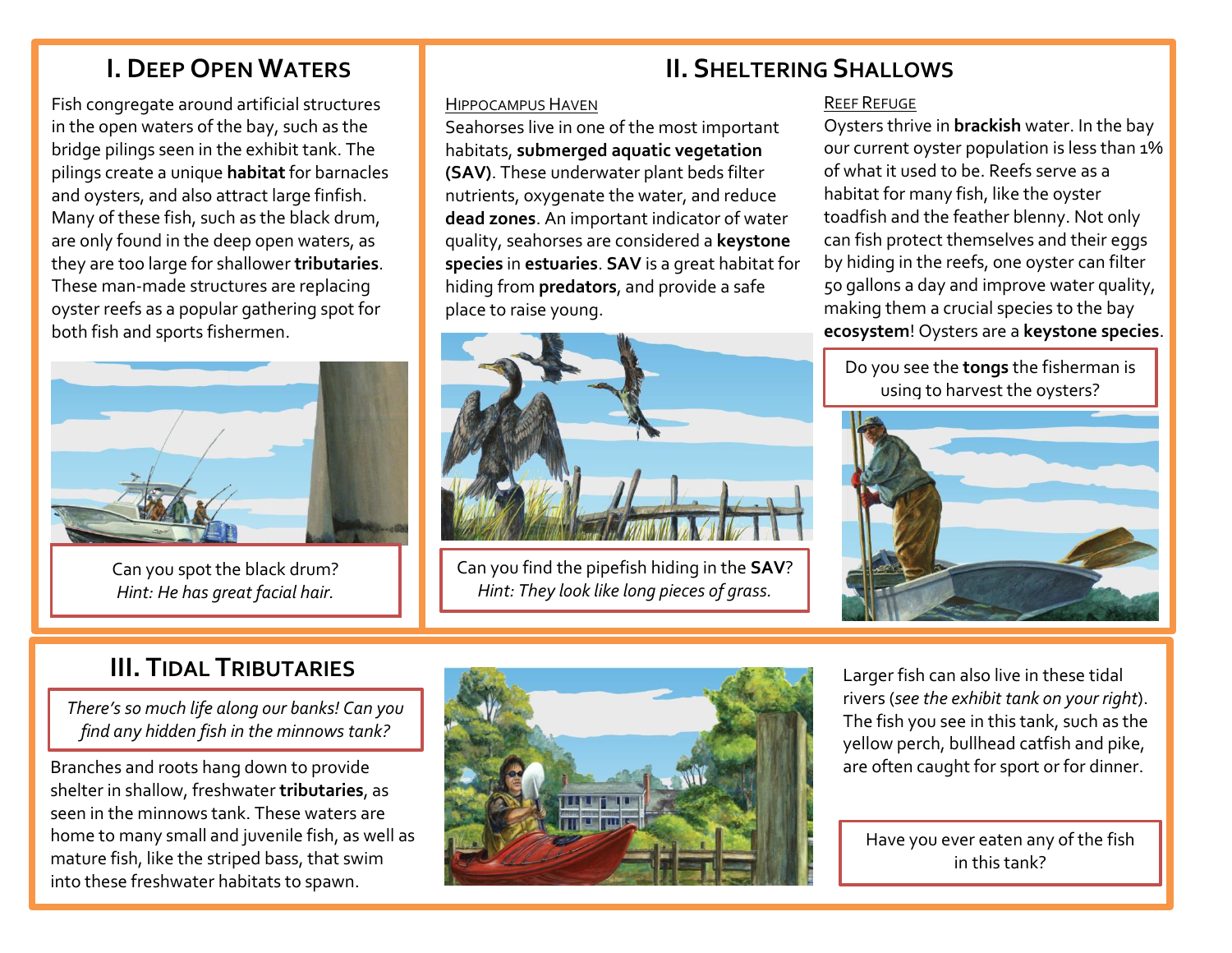# I. Deep Open Waters

Fish congregate around artificial structures in the open waters of the bay, such as the bridge pilings seen in the exhibit tank. The pilings create a unique **habitat** for barnacles and oysters, and also attract large finfish. Many of these fish, such as the black drum, are only found in the deep open waters, as they are too large for shallower **tributaries**. These man-made structures are replacing oyster reefs as a popular gathering spot for both fish and sports fishermen.

Can you spot the black drum?
*Hint: He has great facial hair.*

# II. Sheltering Shallows

## Hippocampus Haven

Seahorses live in one of the most important habitats, **submerged aquatic vegetation (SAV)**. These underwater plant beds filter nutrients, oxygenate the water, and reduce **dead zones**. An important indicator of water quality, seahorses are considered a **keystone species** in **estuaries**. **SAV** is a great habitat for hiding from **predators**, and provide a safe place to raise young.

Can you find the pipefish hiding in the **SAV**?
*Hint: They look like long pieces of grass.*

## Reef Refuge

Oysters thrive in **brackish** water. In the bay our current oyster population is less than 1% of what it used to be. Reefs serve as a habitat for many fish, like the oyster toadfish and the feather blenny. Not only can fish protect themselves and their eggs by hiding in the reefs, one oyster can filter 50 gallons a day and improve water quality, making them a crucial species to the bay **ecosystem**! Oysters are a **keystone species**.

Do you see the **tongs** the fisherman is using to harvest the oysters?

# III. Tidal Tributaries

*There's so much life along our banks! Can you find any hidden fish in the minnows tank?*

Branches and roots hang down to provide shelter in shallow, freshwater **tributaries**, as seen in the minnows tank. These waters are home to many small and juvenile fish, as well as mature fish, like the striped bass, that swim into these freshwater habitats to spawn.

Larger fish can also live in these tidal rivers (*see the exhibit tank on your right*). The fish you see in this tank, such as the yellow perch, bullhead catfish and pike, are often caught for sport or for dinner.

Have you ever eaten any of the fish in this tank?